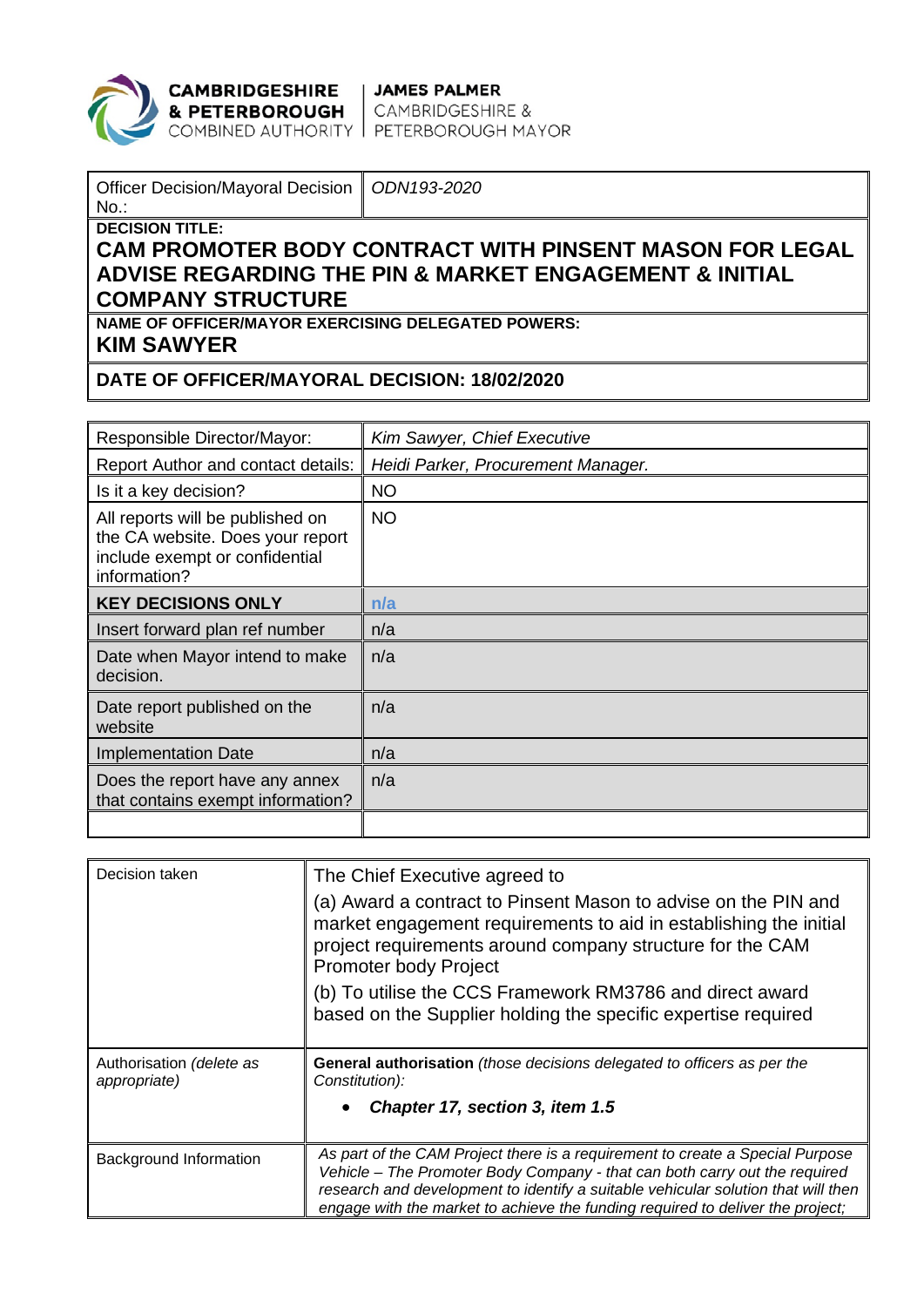CAMBRIDGESHIRE & PETERBOROUGH COMBINED AUTHORITY | JAMES PALMER CAMBRIDGESHIRE & PETERBOROUGH MAYOR

| Officer Decision/Mayoral Decision No.: | *ODN193-2020* |
|---|---|

**DECISION TITLE:**

**CAM PROMOTER BODY CONTRACT WITH PINSENT MASON FOR LEGAL ADVISE REGARDING THE PIN & MARKET ENGAGEMENT & INITIAL COMPANY STRUCTURE**

**NAME OF OFFICER/MAYOR EXERCISING DELEGATED POWERS:**

**KIM SAWYER**

**DATE OF OFFICER/MAYORAL DECISION: 18/02/2020**

| | |
|---|---|
| Responsible Director/Mayor: | *Kim Sawyer, Chief Executive* |
| Report Author and contact details: | *Heidi Parker, Procurement Manager.* |
| Is it a key decision? | NO |
| All reports will be published on the CA website. Does your report include exempt or confidential information? | NO |
| **KEY DECISIONS ONLY** | **n/a** |
| Insert forward plan ref number | n/a |
| Date when Mayor intend to make decision. | n/a |
| Date report published on the website | n/a |
| Implementation Date | n/a |
| Does the report have any annex that contains exempt information? | n/a |
| | |

| | |
|---|---|
| Decision taken | The Chief Executive agreed to<br>(a) Award a contract to Pinsent Mason to advise on the PIN and market engagement requirements to aid in establishing the initial project requirements around company structure for the CAM Promoter body Project<br>(b) To utilise the CCS Framework RM3786 and direct award based on the Supplier holding the specific expertise required |
| Authorisation *(delete as appropriate)* | **General authorisation** *(those decisions delegated to officers as per the Constitution):*<br>• ***Chapter 17, section 3, item 1.5*** |
| Background Information | *As part of the CAM Project there is a requirement to create a Special Purpose Vehicle – The Promoter Body Company - that can both carry out the required research and development to identify a suitable vehicular solution that will then engage with the market to achieve the funding required to deliver the project;* |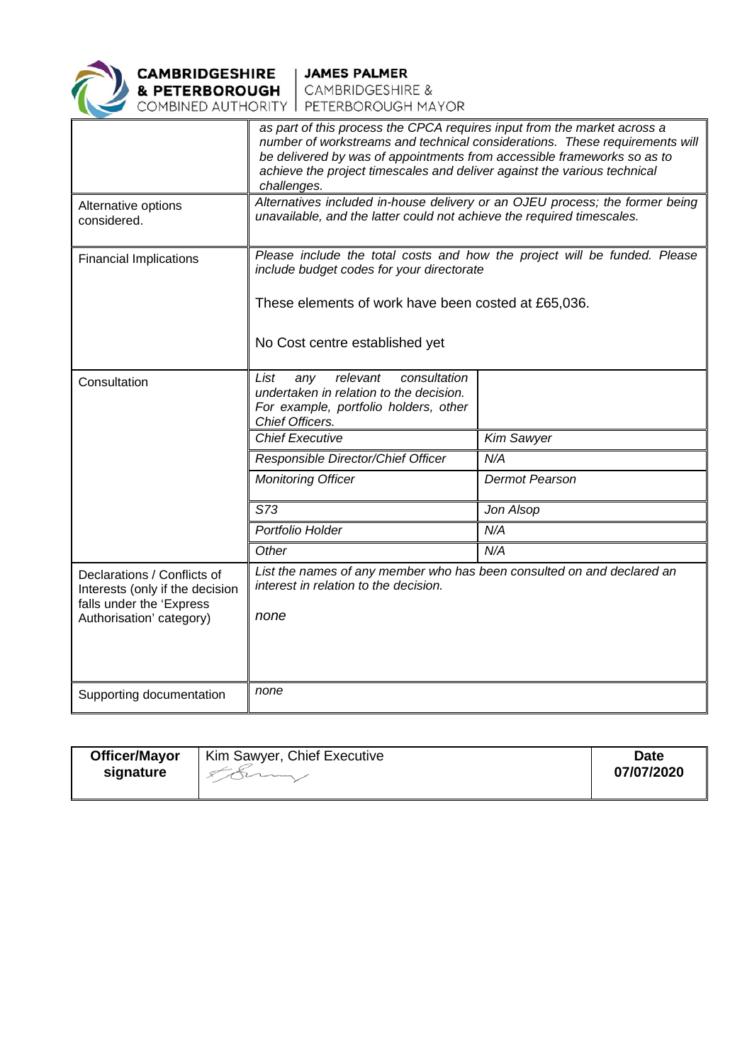**CAMBRIDGESHIRE & PETERBOROUGH** COMBINED AUTHORITY | **JAMES PALMER** CAMBRIDGESHIRE & PETERBOROUGH MAYOR

| | | |
|---|---|---|
| | *as part of this process the CPCA requires input from the market across a number of workstreams and technical considerations. These requirements will be delivered by was of appointments from accessible frameworks so as to achieve the project timescales and deliver against the various technical challenges.* | |
| Alternative options considered. | *Alternatives included in-house delivery or an OJEU process; the former being unavailable, and the latter could not achieve the required timescales.* | |
| Financial Implications | *Please include the total costs and how the project will be funded. Please include budget codes for your directorate*<br><br>These elements of work have been costed at £65,036.<br><br>No Cost centre established yet | |
| Consultation | *List any relevant consultation undertaken in relation to the decision. For example, portfolio holders, other Chief Officers.* | |
| | *Chief Executive* | *Kim Sawyer* |
| | *Responsible Director/Chief Officer* | *N/A* |
| | *Monitoring Officer* | *Dermot Pearson* |
| | *S73* | *Jon Alsop* |
| | *Portfolio Holder* | *N/A* |
| | *Other* | *N/A* |
| Declarations / Conflicts of Interests (only if the decision falls under the 'Express Authorisation' category) | *List the names of any member who has been consulted on and declared an interest in relation to the decision.*<br><br>*none* | |
| Supporting documentation | *none* | |

| | | |
|---|---|---|
| **Officer/Mayor signature** | Kim Sawyer, Chief Executive | **Date 07/07/2020** |